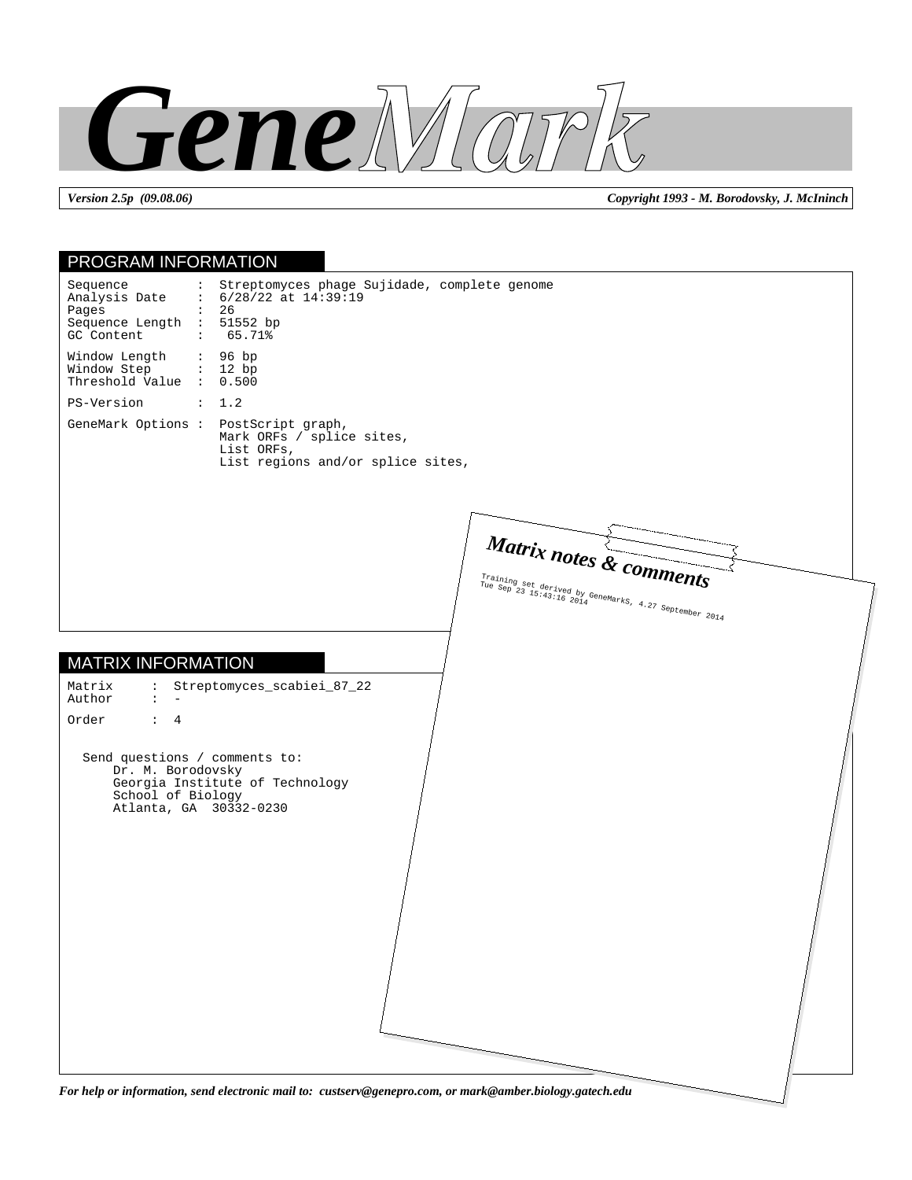# GeneMark

*Version 2.5p (09.08.06)* *Copyright 1993 - M. Borodovsky, J. McIninch*

## PROGRAM INFORMATION

```
Sequence        :  Streptomyces phage Sujidade, complete genome
Analysis Date   :  6/28/22 at 14:39:19
Pages           :  26
Sequence Length :  51552 bp
GC Content      :   65.71%

Window Length   :  96 bp
Window Step     :  12 bp
Threshold Value :  0.500

PS-Version      :  1.2

GeneMark Options :  PostScript graph,
                    Mark ORFs / splice sites,
                    List ORFs,
                    List regions and/or splice sites,
```

## MATRIX INFORMATION

```
Matrix     :  Streptomyces_scabiei_87_22
Author     :  -

Order      :  4
```

Send questions / comments to:
Dr. M. Borodovsky
Georgia Institute of Technology
School of Biology
Atlanta, GA 30332-0230

### Matrix notes & comments

Training set derived by GeneMarkS, 4.27 September 2014
Tue Sep 23 15:43:16 2014

*For help or information, send electronic mail to: custserv@genepro.com, or mark@amber.biology.gatech.edu*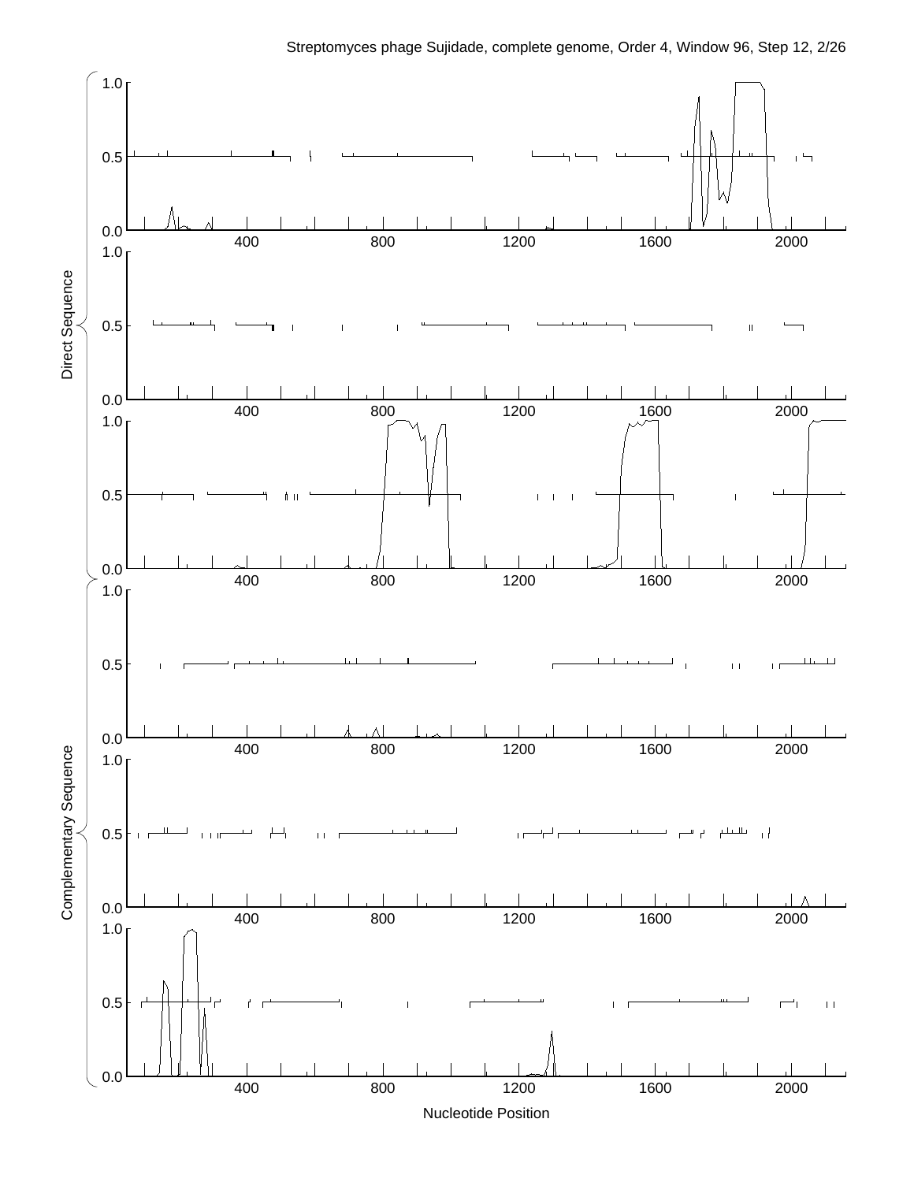Streptomyces phage Sujidade, complete genome, Order 4, Window 96, Step 12, 2/26

Direct Sequence

1.0
0.5
0.0
400
800
1200
1600
2000

1.0
0.5
0.0
400
800
1200
1600
2000

1.0
0.5
0.0
400
800
1200
1600
2000

Complementary Sequence

1.0
0.5
0.0
400
800
1200
1600
2000

1.0
0.5
0.0
400
800
1200
1600
2000

1.0
0.5
0.0
400
800
1200
1600
2000

Nucleotide Position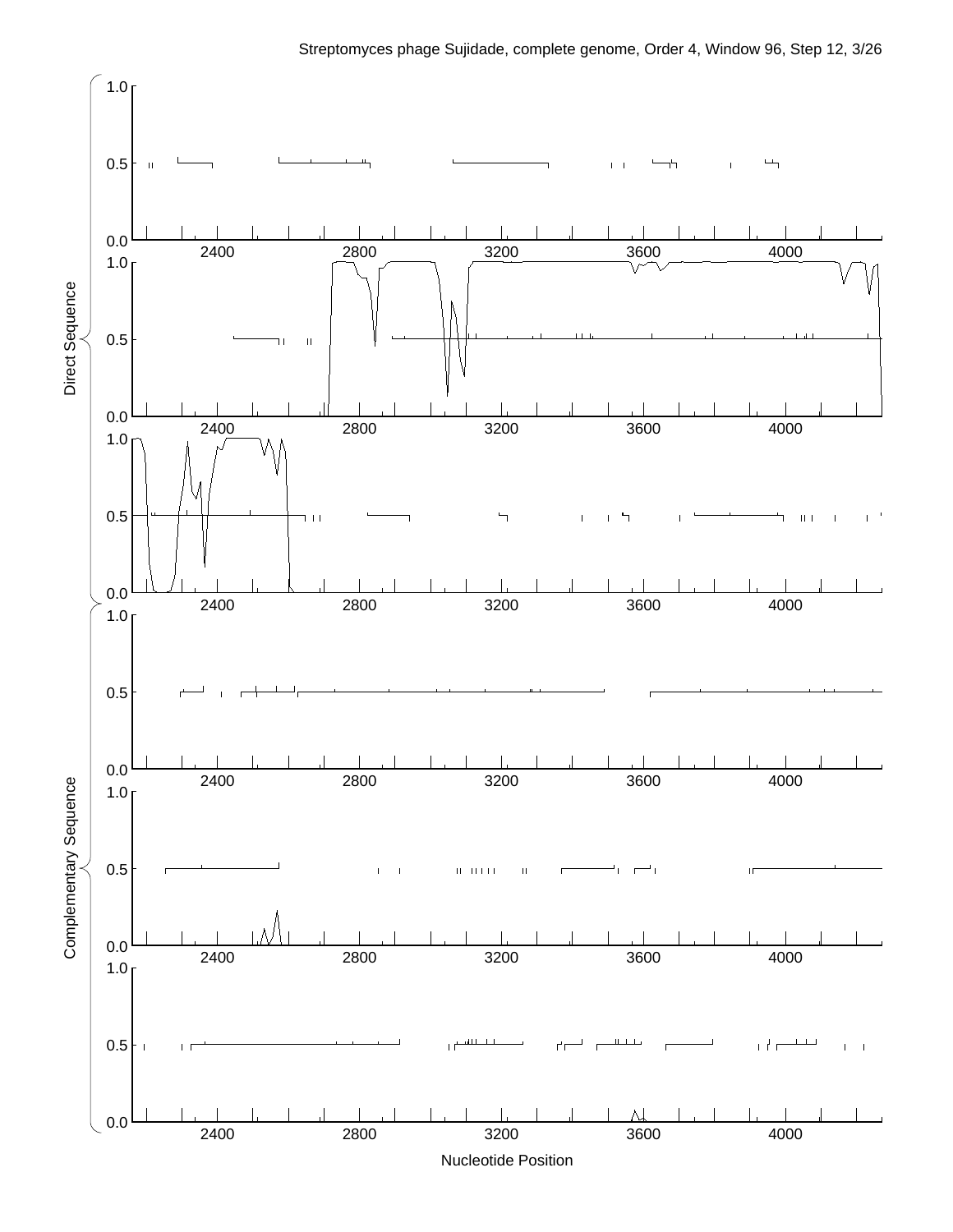Streptomyces phage Sujidade, complete genome, Order 4, Window 96, Step 12, 3/26

Direct Sequence

1.0
0.5
0.0
2400
2800
3200
3600
4000

1.0
0.5
0.0
2400
2800
3200
3600
4000

1.0
0.5
0.0
2400
2800
3200
3600
4000

Complementary Sequence

1.0
0.5
0.0
2400
2800
3200
3600
4000

1.0
0.5
0.0
2400
2800
3200
3600
4000

1.0
0.5
0.0
2400
2800
3200
3600
4000

Nucleotide Position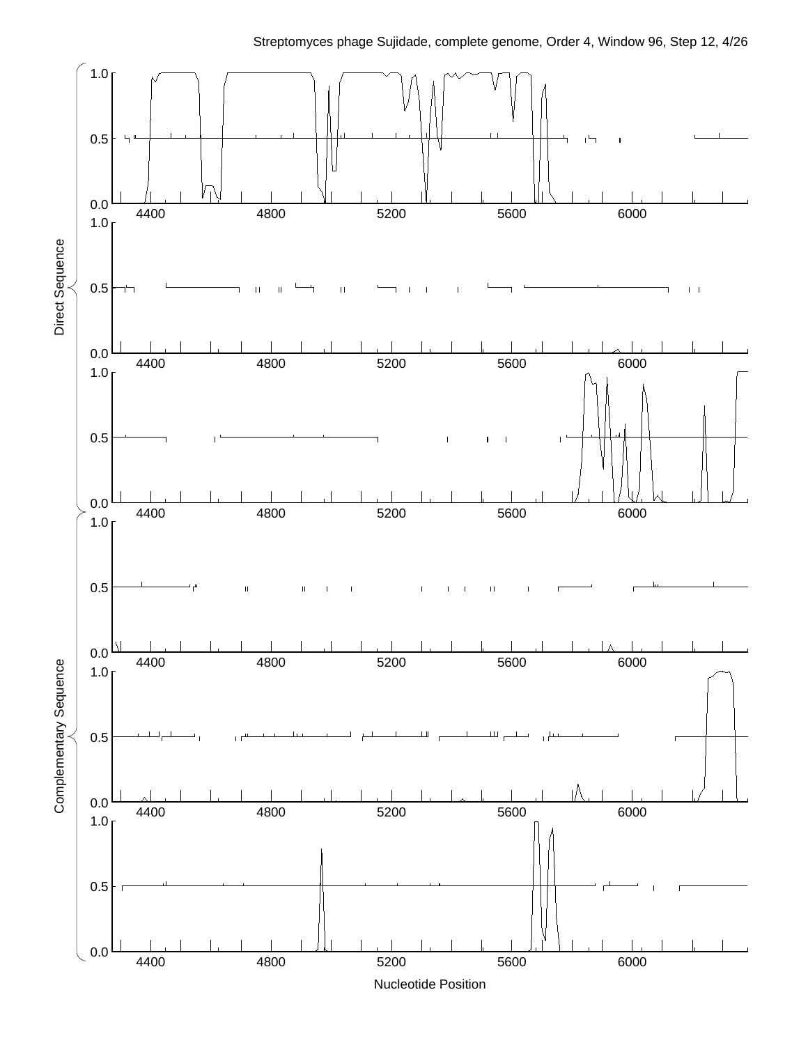Streptomyces phage Sujidade, complete genome, Order 4, Window 96, Step 12, 4/26

Direct Sequence

1.0
0.5
0.0
4400
4800
5200
5600
6000

1.0
0.5
0.0
4400
4800
5200
5600
6000

1.0
0.5
0.0
4400
4800
5200
5600
6000

Complementary Sequence

1.0
0.5
0.0
4400
4800
5200
5600
6000

1.0
0.5
0.0
4400
4800
5200
5600
6000

1.0
0.5
0.0
4400
4800
5200
5600
6000

Nucleotide Position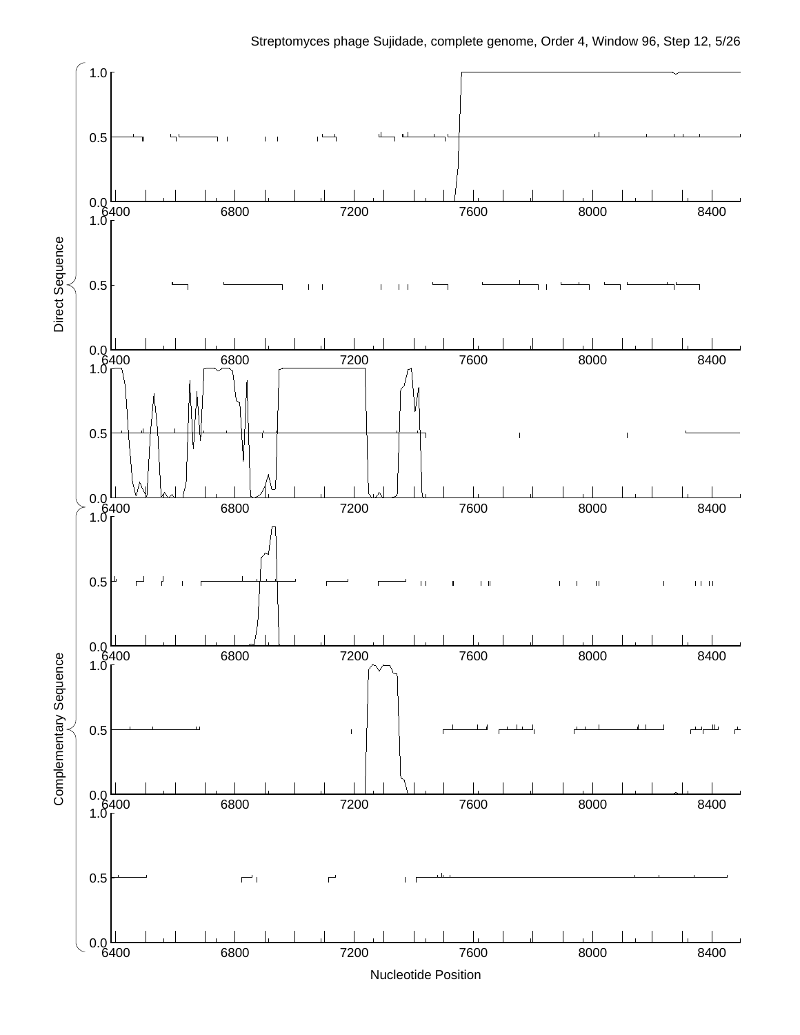Streptomyces phage Sujidade, complete genome, Order 4, Window 96, Step 12, 5/26

Direct Sequence

1.0
0.5
0.0
6400 6800 7200 7600 8000 8400

1.0
0.5
0.0
6400 6800 7200 7600 8000 8400

1.0
0.5
0.0
6400 6800 7200 7600 8000 8400

Complementary Sequence

1.0
0.5
0.0
6400 6800 7200 7600 8000 8400

1.0
0.5
0.0
6400 6800 7200 7600 8000 8400

1.0
0.5
0.0
6400 6800 7200 7600 8000 8400

Nucleotide Position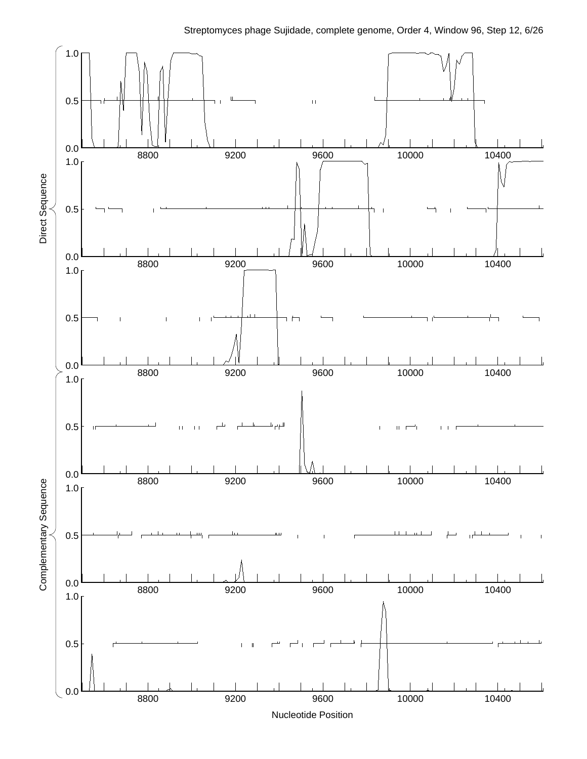Streptomyces phage Sujidade, complete genome, Order 4, Window 96, Step 12, 6/26

Direct Sequence

1.0
0.5
0.0
8800
9200
9600
10000
10400

1.0
0.5
0.0
8800
9200
9600
10000
10400

1.0
0.5
0.0
8800
9200
9600
10000
10400

Complementary Sequence

1.0
0.5
0.0
8800
9200
9600
10000
10400

1.0
0.5
0.0
8800
9200
9600
10000
10400

1.0
0.5
0.0
8800
9200
9600
10000
10400

Nucleotide Position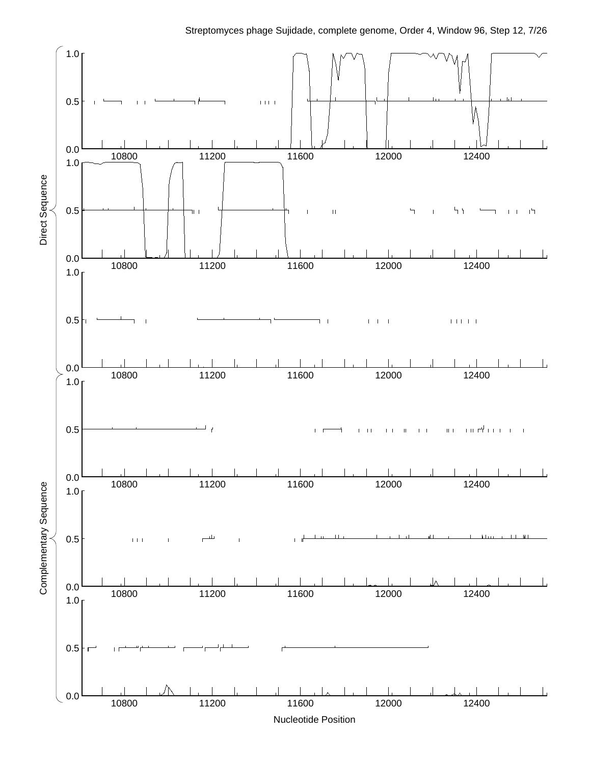Streptomyces phage Sujidade, complete genome, Order 4, Window 96, Step 12, 7/26

Direct Sequence

1.0
0.5
0.0
10800
11200
11600
12000
12400

1.0
0.5
0.0
10800
11200
11600
12000
12400

1.0
0.5
0.0
10800
11200
11600
12000
12400

Complementary Sequence

1.0
0.5
0.0
10800
11200
11600
12000
12400

1.0
0.5
0.0
10800
11200
11600
12000
12400

1.0
0.5
0.0
10800
11200
11600
12000
12400

Nucleotide Position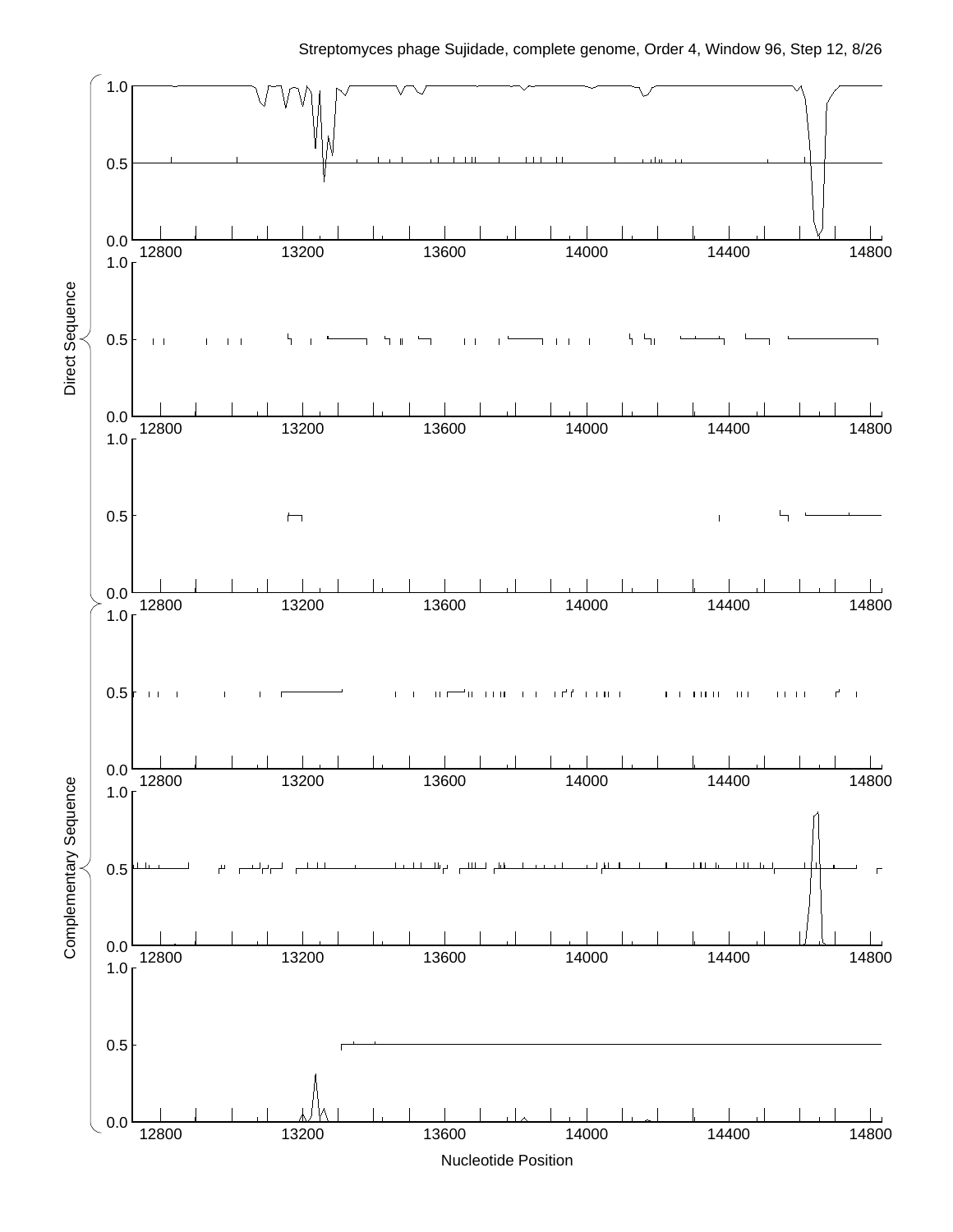Streptomyces phage Sujidade, complete genome, Order 4, Window 96, Step 12, 8/26

Direct Sequence

Complementary Sequence

1.0
0.5
0.0
12800
13200
13600
14000
14400
14800

Nucleotide Position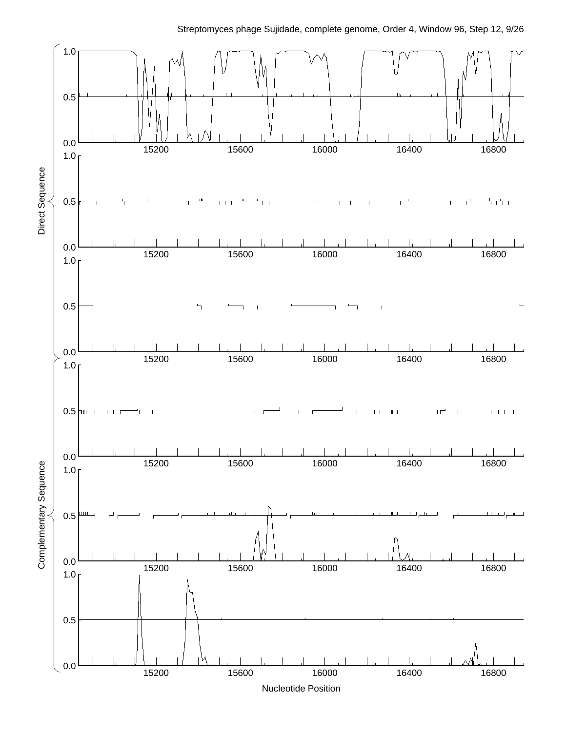Streptomyces phage Sujidade, complete genome, Order 4, Window 96, Step 12, 9/26

Direct Sequence

1.0
0.5
0.0
15200 15600 16000 16400 16800

1.0
0.5
0.0
15200 15600 16000 16400 16800

1.0
0.5
0.0
15200 15600 16000 16400 16800

Complementary Sequence

1.0
0.5
0.0
15200 15600 16000 16400 16800

1.0
0.5
0.0
15200 15600 16000 16400 16800

1.0
0.5
0.0
15200 15600 16000 16400 16800

Nucleotide Position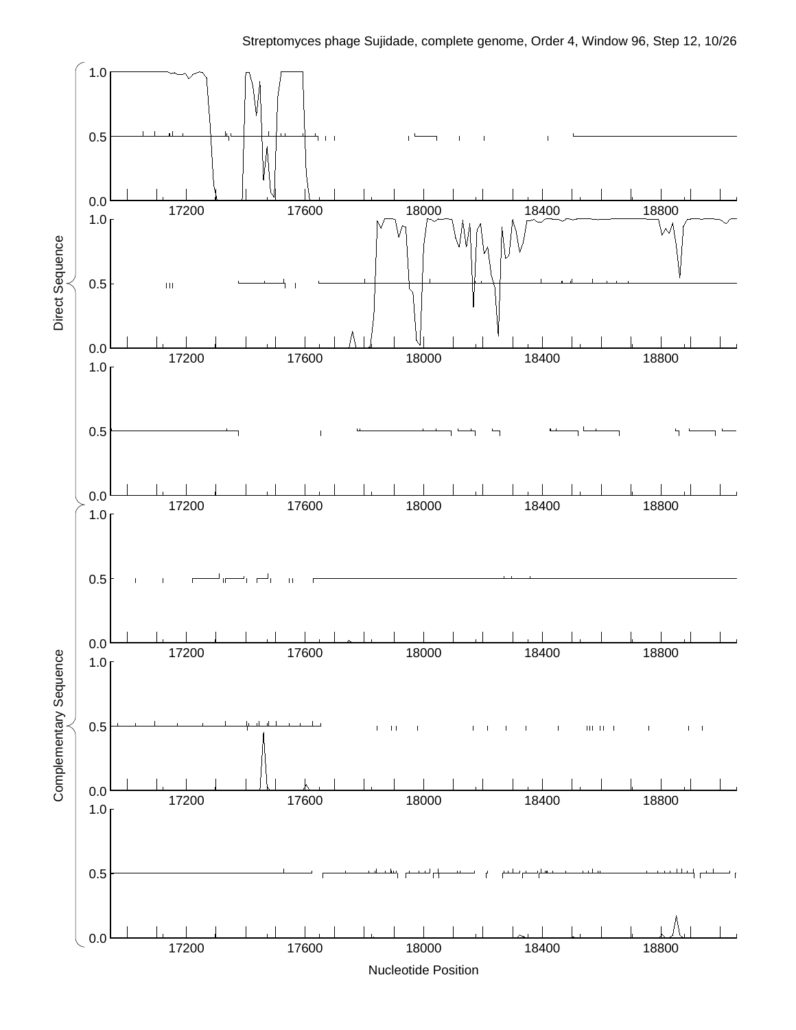Streptomyces phage Sujidade, complete genome, Order 4, Window 96, Step 12, 10/26

Direct Sequence

1.0
0.5
0.0
17200
17600
18000
18400
18800

1.0
0.5
0.0
17200
17600
18000
18400
18800

1.0
0.5
0.0
17200
17600
18000
18400
18800

Complementary Sequence

1.0
0.5
0.0
17200
17600
18000
18400
18800

1.0
0.5
0.0
17200
17600
18000
18400
18800

1.0
0.5
0.0
17200
17600
18000
18400
18800

Nucleotide Position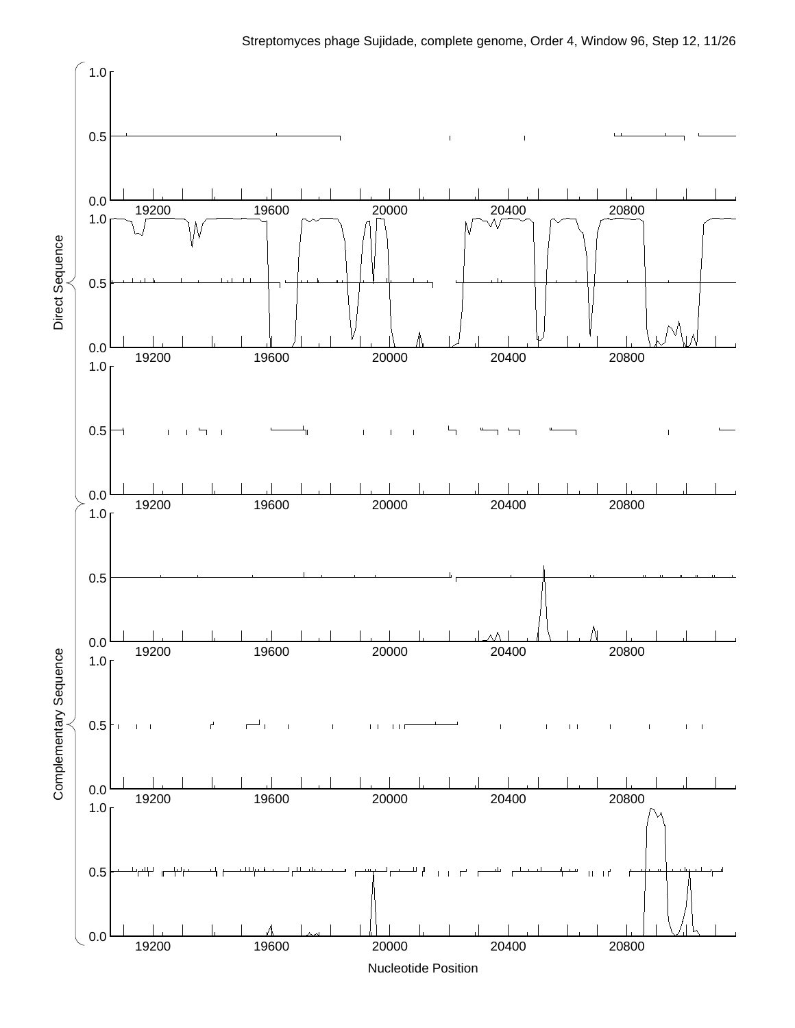Streptomyces phage Sujidade, complete genome, Order 4, Window 96, Step 12, 11/26

Direct Sequence

1.0
0.5
0.0
19200 19600 20000 20400 20800

1.0
0.5
0.0
19200 19600 20000 20400 20800

1.0
0.5
0.0
19200 19600 20000 20400 20800

Complementary Sequence

1.0
0.5
0.0
19200 19600 20000 20400 20800

1.0
0.5
0.0
19200 19600 20000 20400 20800

1.0
0.5
0.0
19200 19600 20000 20400 20800

Nucleotide Position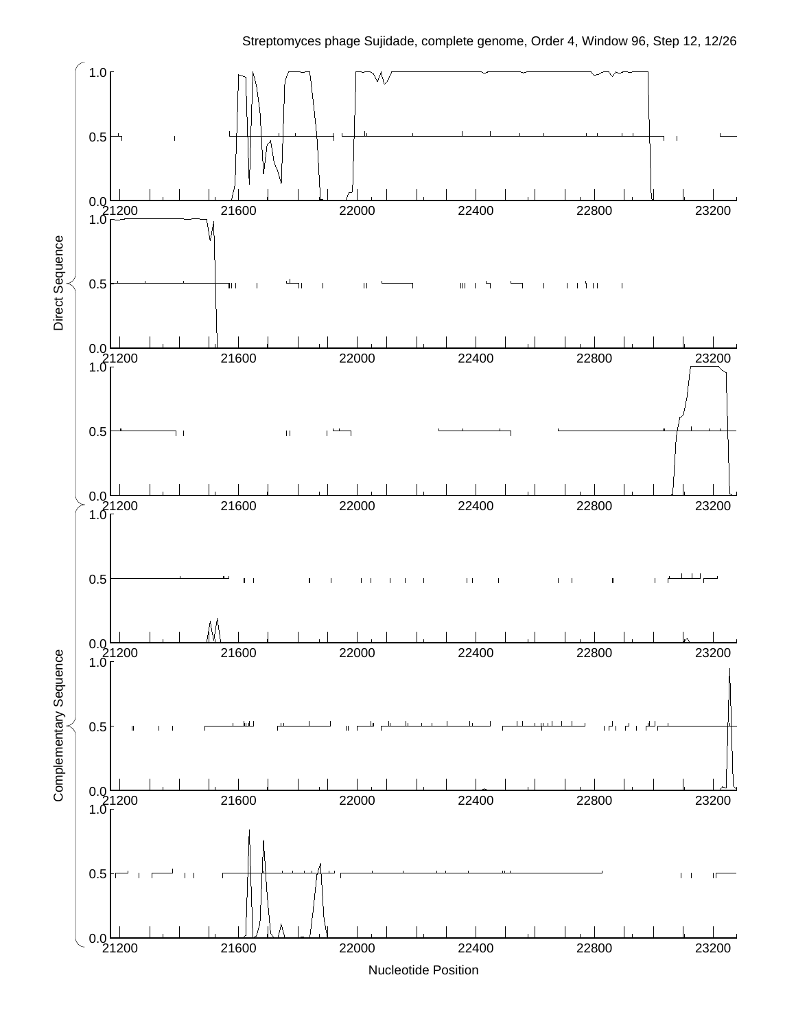Streptomyces phage Sujidade, complete genome, Order 4, Window 96, Step 12, 12/26

Direct Sequence

1.0
0.5
0.0
21200 21600 22000 22400 22800 23200

1.0
0.5
0.0
21200 21600 22000 22400 22800 23200

1.0
0.5
0.0
21200 21600 22000 22400 22800 23200

Complementary Sequence

1.0
0.5
0.0
21200 21600 22000 22400 22800 23200

1.0
0.5
0.0
21200 21600 22000 22400 22800 23200

1.0
0.5
0.0
21200 21600 22000 22400 22800 23200

Nucleotide Position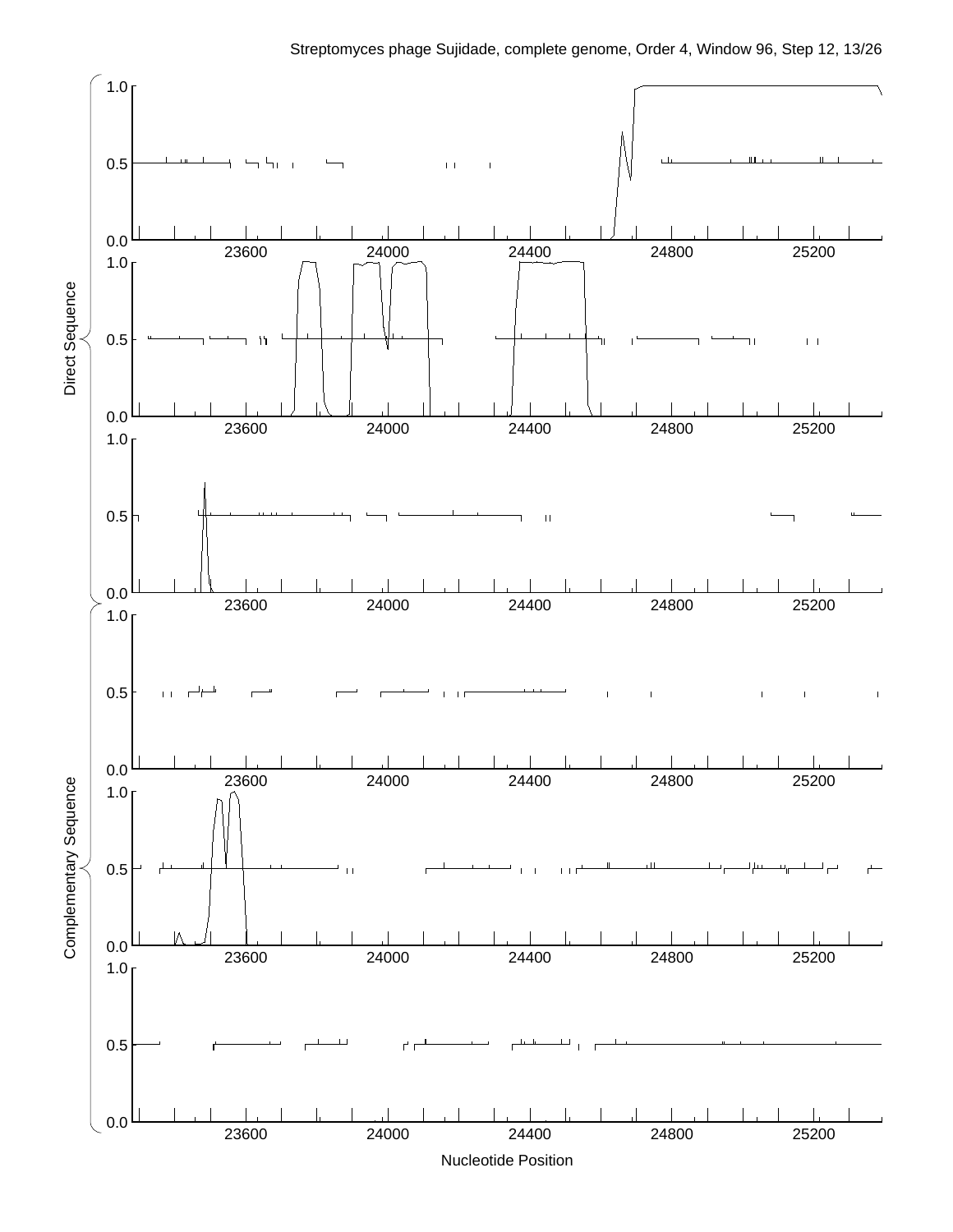Streptomyces phage Sujidade, complete genome, Order 4, Window 96, Step 12, 13/26

Direct Sequence

1.0
0.5
0.0
23600 24000 24400 24800 25200

1.0
0.5
0.0
23600 24000 24400 24800 25200

1.0
0.5
0.0
23600 24000 24400 24800 25200

Complementary Sequence

1.0
0.5
0.0
23600 24000 24400 24800 25200

1.0
0.5
0.0
23600 24000 24400 24800 25200

1.0
0.5
0.0
23600 24000 24400 24800 25200

Nucleotide Position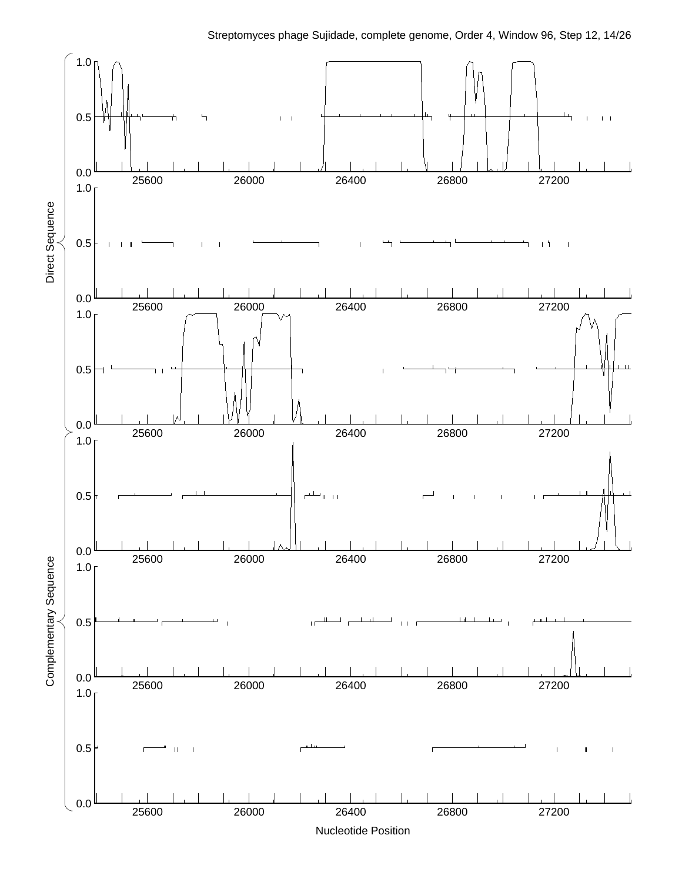Streptomyces phage Sujidade, complete genome, Order 4, Window 96, Step 12, 14/26

Direct Sequence

1.0
0.5
0.0
25600 26000 26400 26800 27200

1.0
0.5
0.0
25600 26000 26400 26800 27200

1.0
0.5
0.0
25600 26000 26400 26800 27200

Complementary Sequence

1.0
0.5
0.0
25600 26000 26400 26800 27200

1.0
0.5
0.0
25600 26000 26400 26800 27200

1.0
0.5
0.0
25600 26000 26400 26800 27200

Nucleotide Position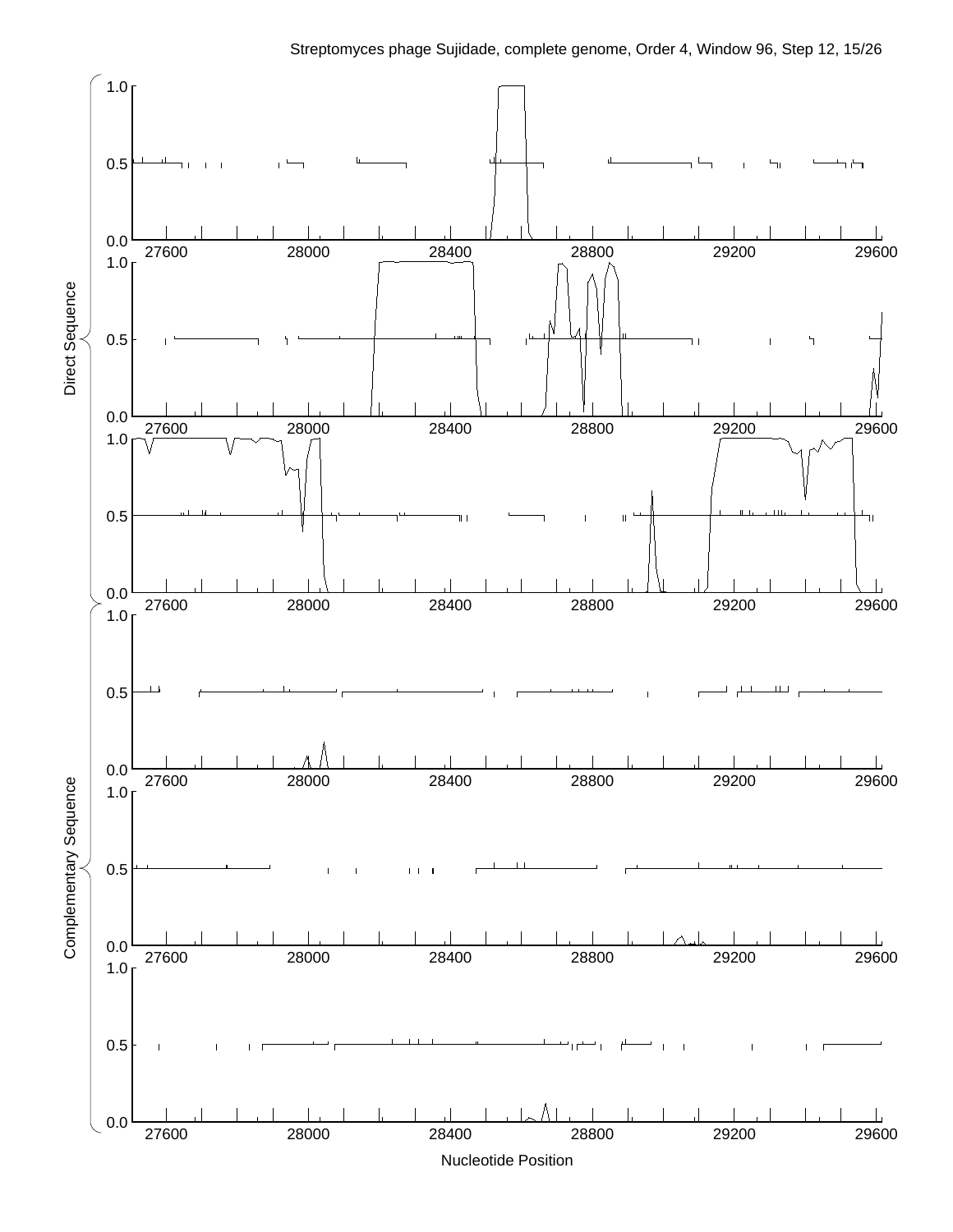Streptomyces phage Sujidade, complete genome, Order 4, Window 96, Step 12, 15/26

Direct Sequence

1.0
0.5
0.0
27600 28000 28400 28800 29200 29600

1.0
0.5
0.0
27600 28000 28400 28800 29200 29600

1.0
0.5
0.0
27600 28000 28400 28800 29200 29600

Complementary Sequence

1.0
0.5
0.0
27600 28000 28400 28800 29200 29600

1.0
0.5
0.0
27600 28000 28400 28800 29200 29600

1.0
0.5
0.0
27600 28000 28400 28800 29200 29600

Nucleotide Position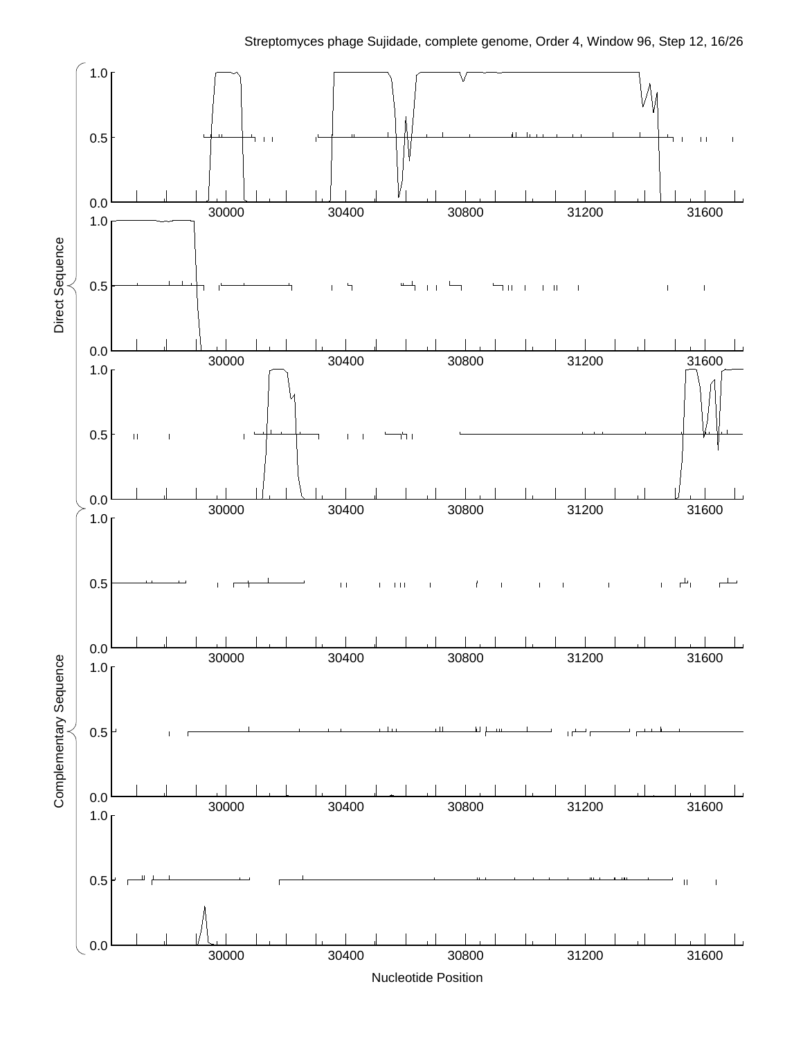Streptomyces phage Sujidade, complete genome, Order 4, Window 96, Step 12, 16/26

Direct Sequence

1.0
0.5
0.0
30000
30400
30800
31200
31600

1.0
0.5
0.0
30000
30400
30800
31200
31600

1.0
0.5
0.0
30000
30400
30800
31200
31600

Complementary Sequence

1.0
0.5
0.0
30000
30400
30800
31200
31600

1.0
0.5
0.0
30000
30400
30800
31200
31600

1.0
0.5
0.0
30000
30400
30800
31200
31600

Nucleotide Position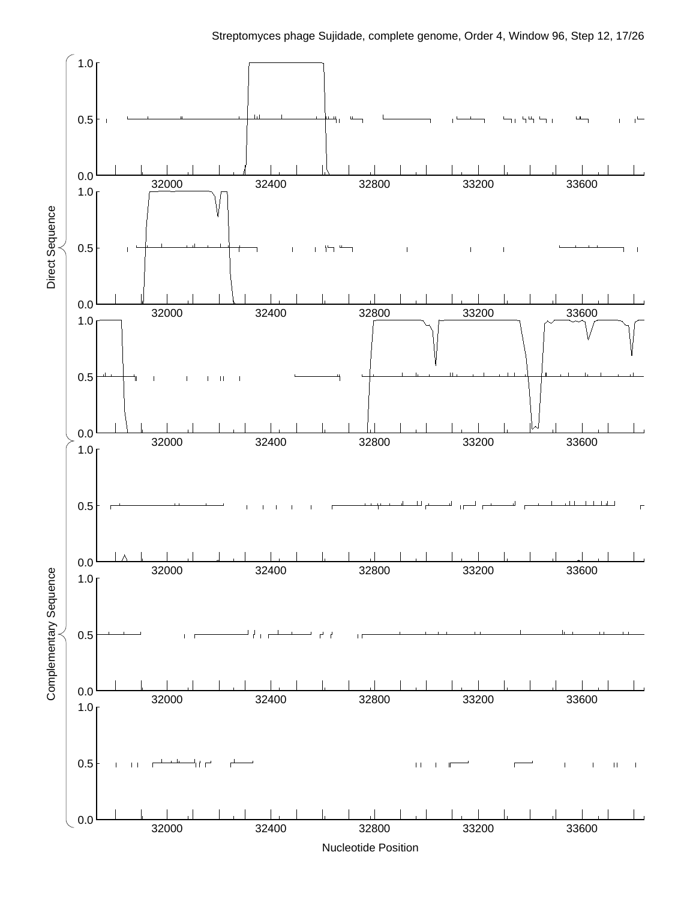Streptomyces phage Sujidade, complete genome, Order 4, Window 96, Step 12, 17/26

Direct Sequence

1.0
0.5
0.0
32000 32400 32800 33200 33600

1.0
0.5
0.0
32000 32400 32800 33200 33600

1.0
0.5
0.0
32000 32400 32800 33200 33600

Complementary Sequence

1.0
0.5
0.0
32000 32400 32800 33200 33600

1.0
0.5
0.0
32000 32400 32800 33200 33600

1.0
0.5
0.0
32000 32400 32800 33200 33600

Nucleotide Position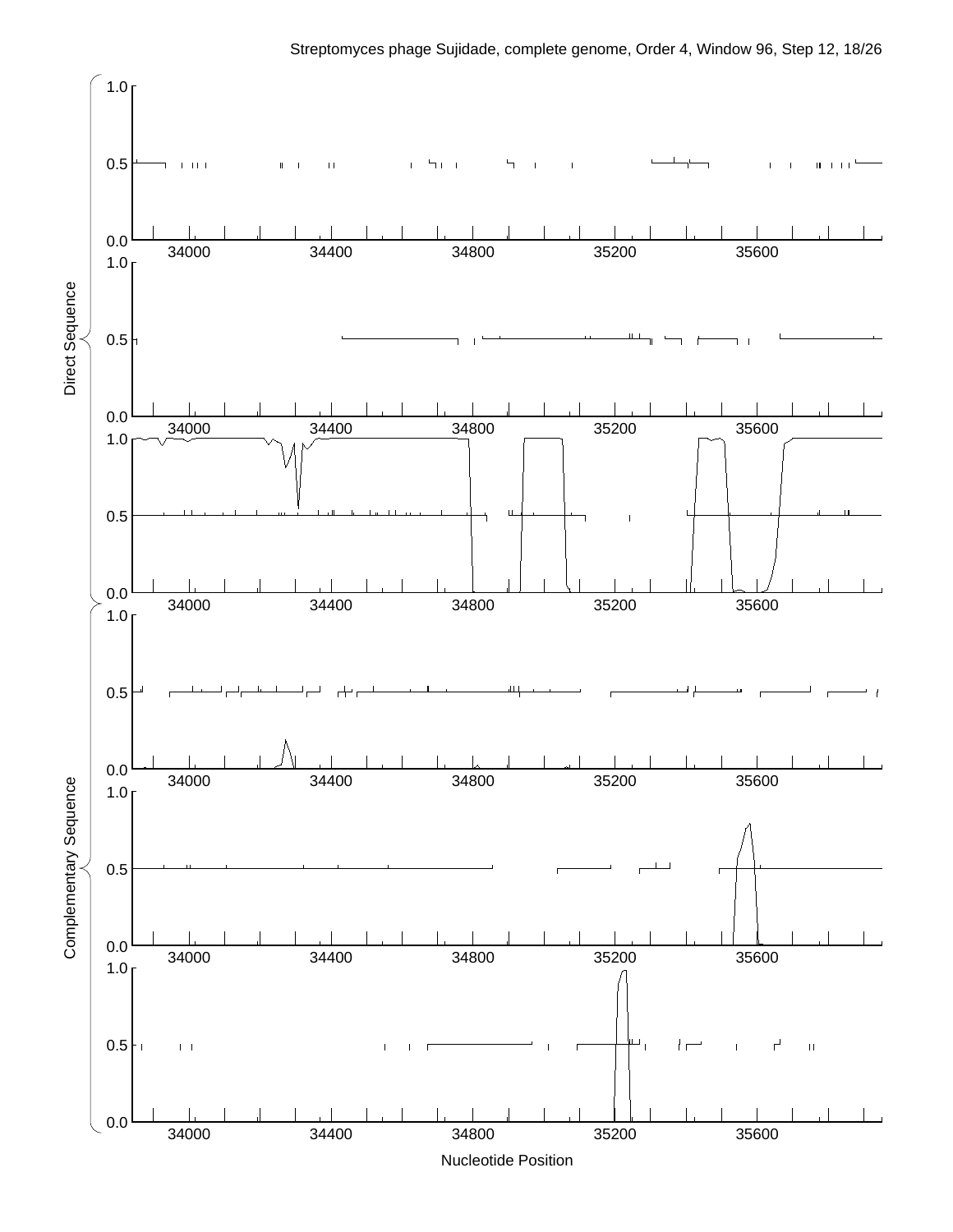Streptomyces phage Sujidade, complete genome, Order 4, Window 96, Step 12, 18/26

Direct Sequence

1.0
0.5
0.0
34000 34400 34800 35200 35600

1.0
0.5
0.0
34000 34400 34800 35200 35600

1.0
0.5
0.0
34000 34400 34800 35200 35600

Complementary Sequence

1.0
0.5
0.0
34000 34400 34800 35200 35600

1.0
0.5
0.0
34000 34400 34800 35200 35600

1.0
0.5
0.0
34000 34400 34800 35200 35600

Nucleotide Position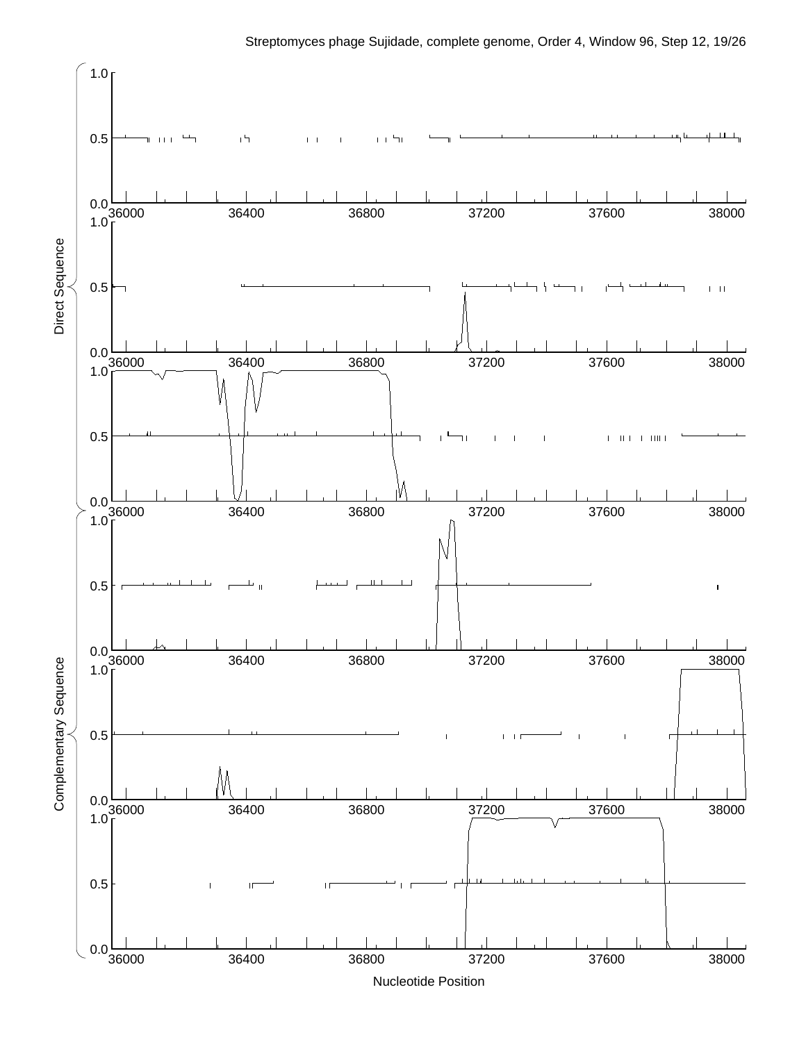Streptomyces phage Sujidade, complete genome, Order 4, Window 96, Step 12, 19/26

Direct Sequence

1.0
0.5
0.0
36000 36400 36800 37200 37600 38000

1.0
0.5
0.0
36000 36400 36800 37200 37600 38000

1.0
0.5
0.0
36000 36400 36800 37200 37600 38000

Complementary Sequence

1.0
0.5
0.0
36000 36400 36800 37200 37600 38000

1.0
0.5
0.0
36000 36400 36800 37200 37600 38000

1.0
0.5
0.0
36000 36400 36800 37200 37600 38000

Nucleotide Position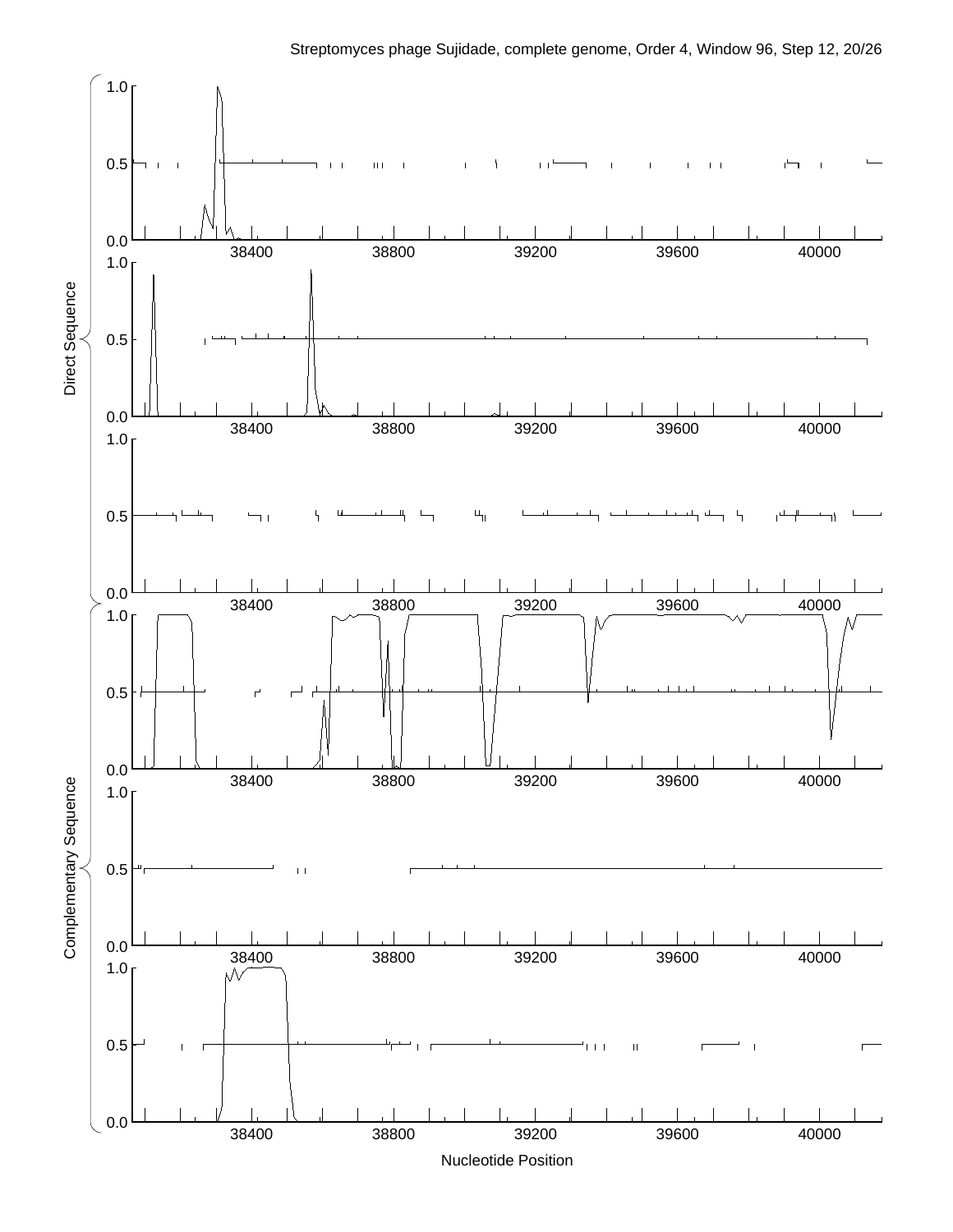Streptomyces phage Sujidade, complete genome, Order 4, Window 96, Step 12, 20/26

Direct Sequence

1.0
0.5
0.0
38400 38800 39200 39600 40000

1.0
0.5
0.0
38400 38800 39200 39600 40000

1.0
0.5
0.0
38400 38800 39200 39600 40000

Complementary Sequence

1.0
0.5
0.0
38400 38800 39200 39600 40000

1.0
0.5
0.0
38400 38800 39200 39600 40000

1.0
0.5
0.0
38400 38800 39200 39600 40000

Nucleotide Position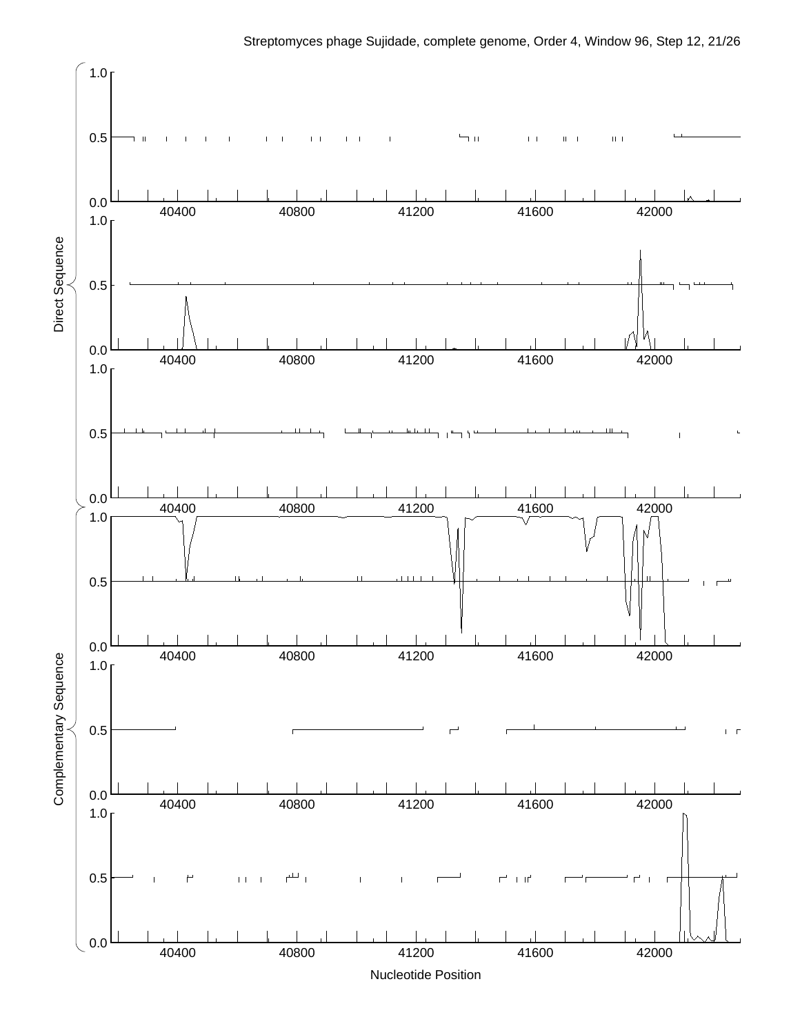Streptomyces phage Sujidade, complete genome, Order 4, Window 96, Step 12, 21/26

Direct Sequence

Complementary Sequence

Nucleotide Position

40400 40800 41200 41600 42000

0.0 0.5 1.0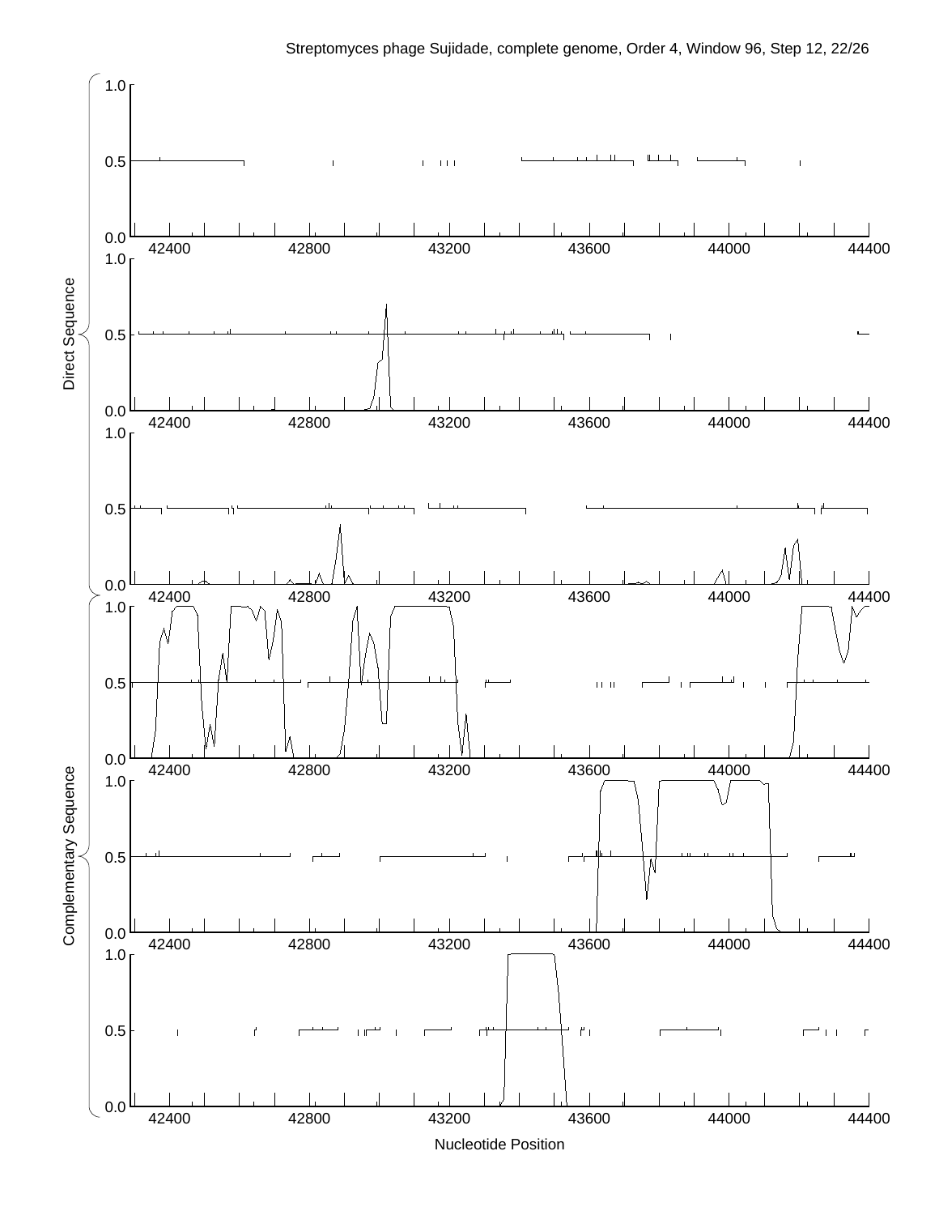Streptomyces phage Sujidade, complete genome, Order 4, Window 96, Step 12, 22/26

Direct Sequence

1.0
0.5
0.0
42400 42800 43200 43600 44000 44400

1.0
0.5
0.0
42400 42800 43200 43600 44000 44400

1.0
0.5
0.0
42400 42800 43200 43600 44000 44400

Complementary Sequence

1.0
0.5
0.0
42400 42800 43200 43600 44000 44400

1.0
0.5
0.0
42400 42800 43200 43600 44000 44400

1.0
0.5
0.0
42400 42800 43200 43600 44000 44400

Nucleotide Position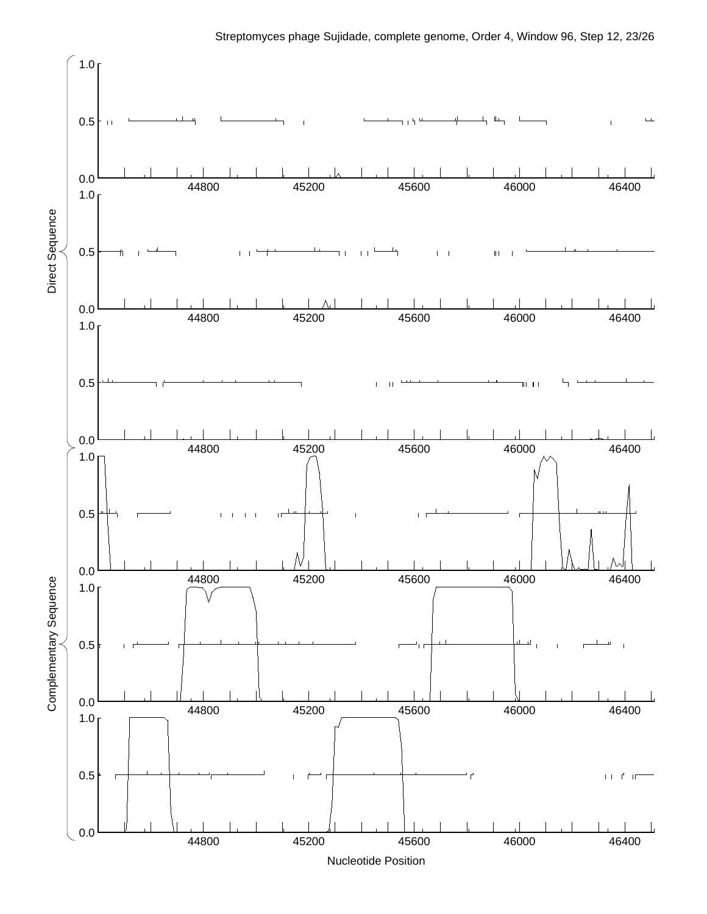Streptomyces phage Sujidade, complete genome, Order 4, Window 96, Step 12, 23/26

Direct Sequence

1.0
0.5
0.0
44800
45200
45600
46000
46400

1.0
0.5
0.0
44800
45200
45600
46000
46400

1.0
0.5
0.0
44800
45200
45600
46000
46400

Complementary Sequence

1.0
0.5
0.0
44800
45200
45600
46000
46400

1.0
0.5
0.0
44800
45200
45600
46000
46400

1.0
0.5
0.0
44800
45200
45600
46000
46400

Nucleotide Position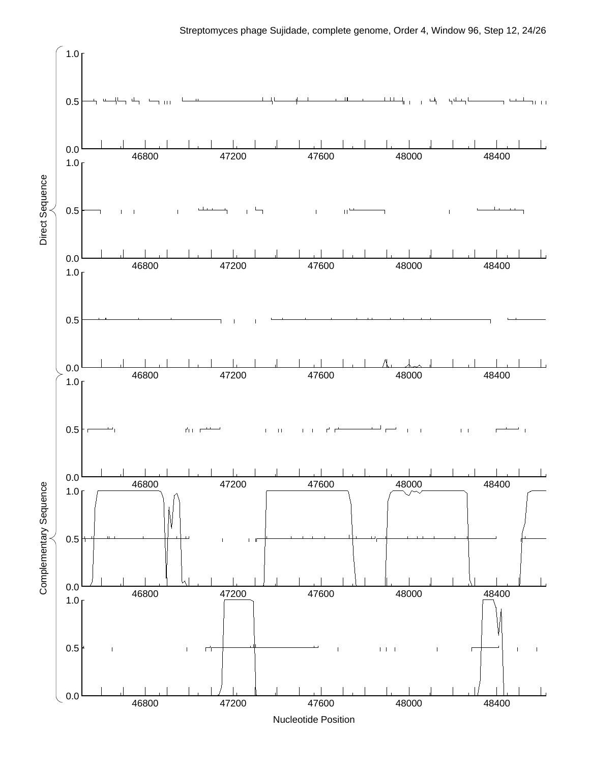Streptomyces phage Sujidade, complete genome, Order 4, Window 96, Step 12, 24/26

Direct Sequence

1.0
0.5
0.0
46800 47200 47600 48000 48400

1.0
0.5
0.0
46800 47200 47600 48000 48400

1.0
0.5
0.0
46800 47200 47600 48000 48400

Complementary Sequence

1.0
0.5
0.0
46800 47200 47600 48000 48400

1.0
0.5
0.0
46800 47200 47600 48000 48400

1.0
0.5
0.0
46800 47200 47600 48000 48400

Nucleotide Position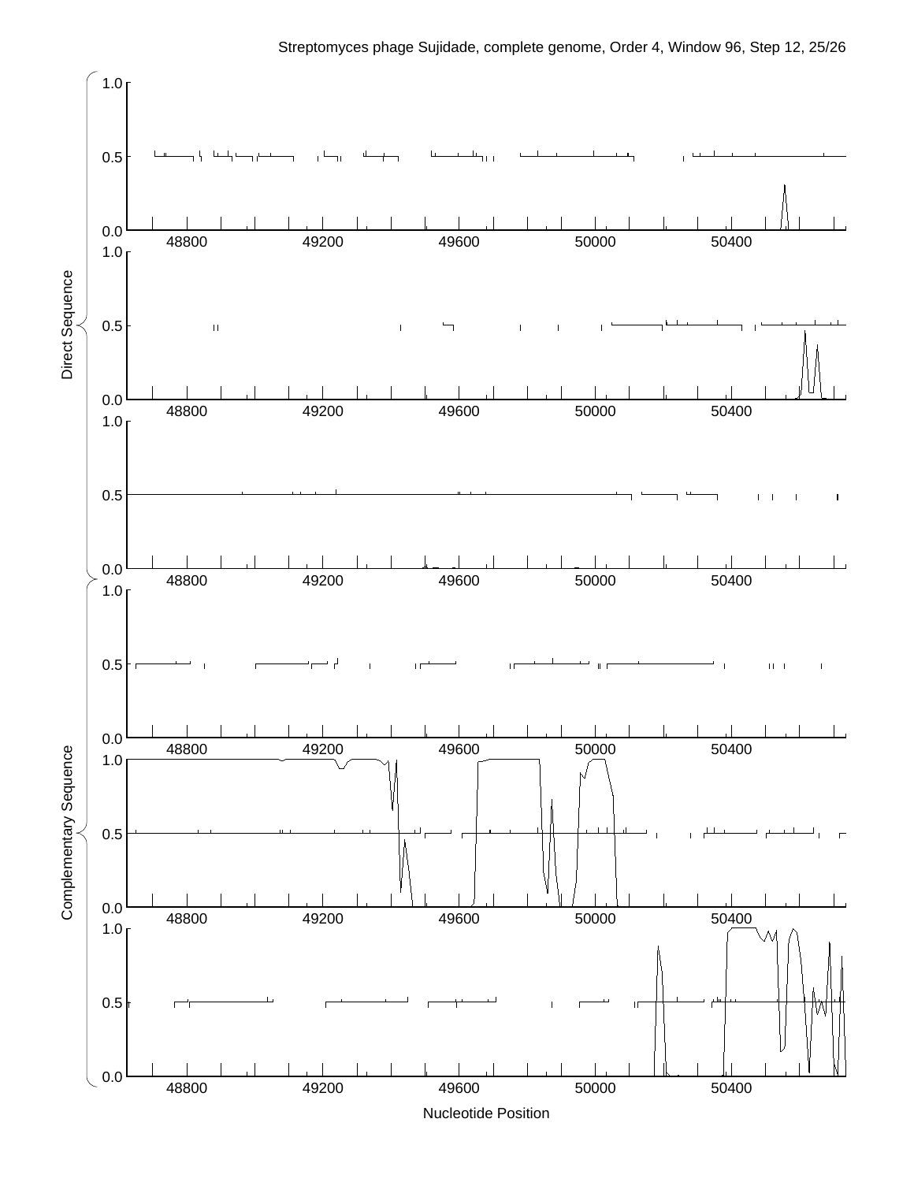Streptomyces phage Sujidade, complete genome, Order 4, Window 96, Step 12, 25/26

Direct Sequence

1.0
0.5
0.0
48800 49200 49600 50000 50400

1.0
0.5
0.0
48800 49200 49600 50000 50400

1.0
0.5
0.0
48800 49200 49600 50000 50400

Complementary Sequence

1.0
0.5
0.0
48800 49200 49600 50000 50400

1.0
0.5
0.0
48800 49200 49600 50000 50400

1.0
0.5
0.0
48800 49200 49600 50000 50400

Nucleotide Position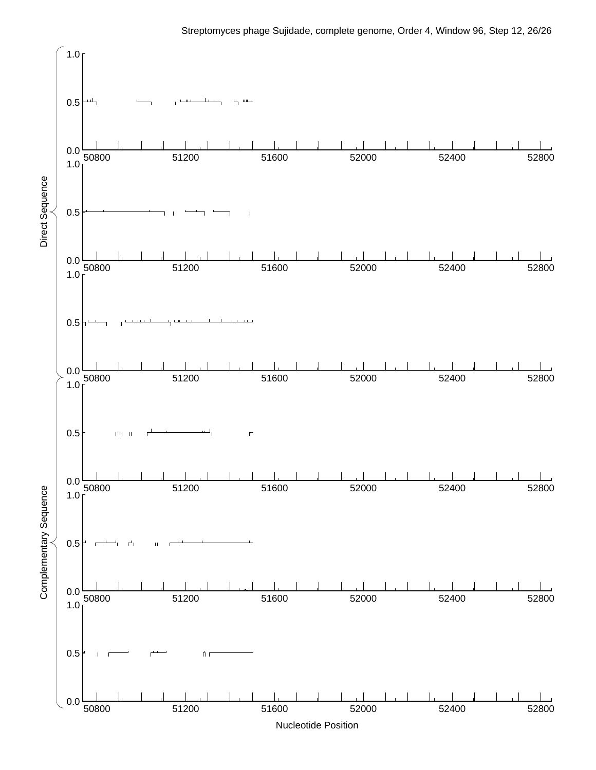Streptomyces phage Sujidade, complete genome, Order 4, Window 96, Step 12, 26/26

Direct Sequence

1.0
0.5
0.0
50800 51200 51600 52000 52400 52800

1.0
0.5
0.0
50800 51200 51600 52000 52400 52800

1.0
0.5
0.0
50800 51200 51600 52000 52400 52800

Complementary Sequence

1.0
0.5
0.0
50800 51200 51600 52000 52400 52800

1.0
0.5
0.0
50800 51200 51600 52000 52400 52800

1.0
0.5
0.0
50800 51200 51600 52000 52400 52800

Nucleotide Position